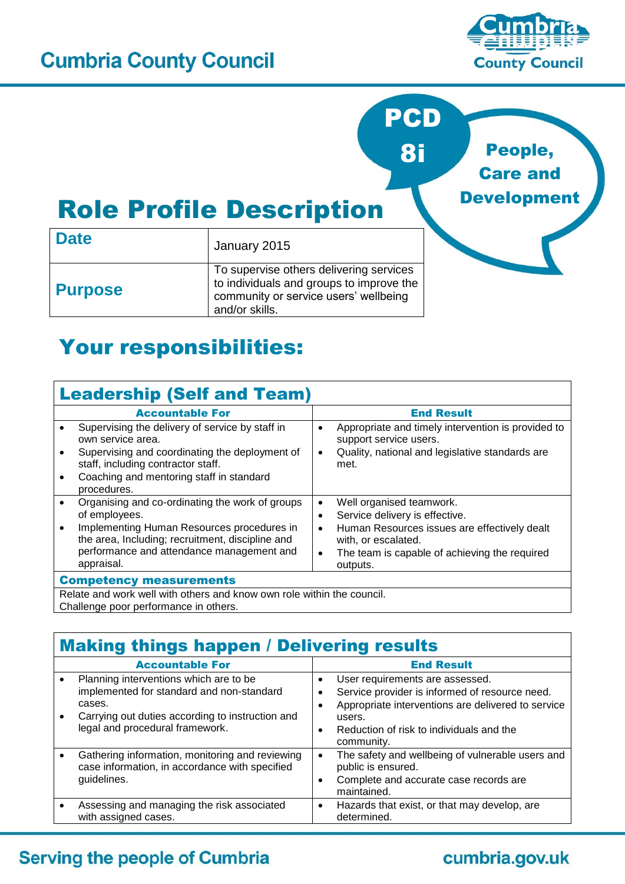# Cumbria County Council

**PCD 8i** People, Care and Development

# Role Profile Description

| Date | January 2015 |
|---|---|
| Purpose | To supervise others delivering services to individuals and groups to improve the community or service users' wellbeing and/or skills. |

## Your responsibilities:

### Leadership (Self and Team)

| Accountable For | End Result |
|---|---|
| • Supervising the delivery of service by staff in own service area.<br>• Supervising and coordinating the deployment of staff, including contractor staff.<br>• Coaching and mentoring staff in standard procedures. | • Appropriate and timely intervention is provided to support service users.<br>• Quality, national and legislative standards are met. |
| • Organising and co-ordinating the work of groups of employees.<br>• Implementing Human Resources procedures in the area, Including; recruitment, discipline and performance and attendance management and appraisal. | • Well organised teamwork.<br>• Service delivery is effective.<br>• Human Resources issues are effectively dealt with, or escalated.<br>• The team is capable of achieving the required outputs. |

**Competency measurements**

Relate and work well with others and know own role within the council.
Challenge poor performance in others.

### Making things happen / Delivering results

| Accountable For | End Result |
|---|---|
| • Planning interventions which are to be implemented for standard and non-standard cases.<br>• Carrying out duties according to instruction and legal and procedural framework. | • User requirements are assessed.<br>• Service provider is informed of resource need.<br>• Appropriate interventions are delivered to service users.<br>• Reduction of risk to individuals and the community. |
| • Gathering information, monitoring and reviewing case information, in accordance with specified guidelines. | • The safety and wellbeing of vulnerable users and public is ensured.<br>• Complete and accurate case records are maintained. |
| • Assessing and managing the risk associated with assigned cases. | • Hazards that exist, or that may develop, are determined. |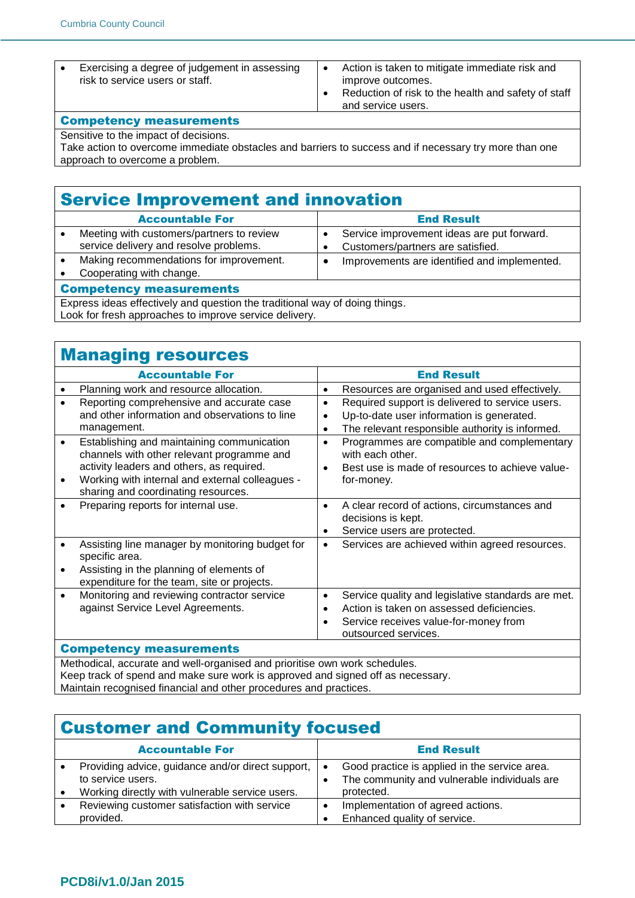| | |
|---|---|
| • Exercising a degree of judgement in assessing risk to service users or staff. | • Action is taken to mitigate immediate risk and improve outcomes.<br>• Reduction of risk to the health and safety of staff and service users. |

**Competency measurements**

Sensitive to the impact of decisions.
Take action to overcome immediate obstacles and barriers to success and if necessary try more than one approach to overcome a problem.

## Service Improvement and innovation

| Accountable For | End Result |
|---|---|
| • Meeting with customers/partners to review service delivery and resolve problems. | • Service improvement ideas are put forward.<br>• Customers/partners are satisfied. |
| • Making recommendations for improvement.<br>• Cooperating with change. | • Improvements are identified and implemented. |

**Competency measurements**

Express ideas effectively and question the traditional way of doing things.
Look for fresh approaches to improve service delivery.

## Managing resources

| Accountable For | End Result |
|---|---|
| • Planning work and resource allocation. | • Resources are organised and used effectively. |
| • Reporting comprehensive and accurate case and other information and observations to line management. | • Required support is delivered to service users.<br>• Up-to-date user information is generated.<br>• The relevant responsible authority is informed. |
| • Establishing and maintaining communication channels with other relevant programme and activity leaders and others, as required.<br>• Working with internal and external colleagues - sharing and coordinating resources. | • Programmes are compatible and complementary with each other.<br>• Best use is made of resources to achieve value-for-money. |
| • Preparing reports for internal use. | • A clear record of actions, circumstances and decisions is kept.<br>• Service users are protected. |
| • Assisting line manager by monitoring budget for specific area.<br>• Assisting in the planning of elements of expenditure for the team, site or projects. | • Services are achieved within agreed resources. |
| • Monitoring and reviewing contractor service against Service Level Agreements. | • Service quality and legislative standards are met.<br>• Action is taken on assessed deficiencies.<br>• Service receives value-for-money from outsourced services. |

**Competency measurements**

Methodical, accurate and well-organised and prioritise own work schedules.
Keep track of spend and make sure work is approved and signed off as necessary.
Maintain recognised financial and other procedures and practices.

## Customer and Community focused

| Accountable For | End Result |
|---|---|
| • Providing advice, guidance and/or direct support, to service users.<br>• Working directly with vulnerable service users. | • Good practice is applied in the service area.<br>• The community and vulnerable individuals are protected. |
| • Reviewing customer satisfaction with service provided. | • Implementation of agreed actions.<br>• Enhanced quality of service. |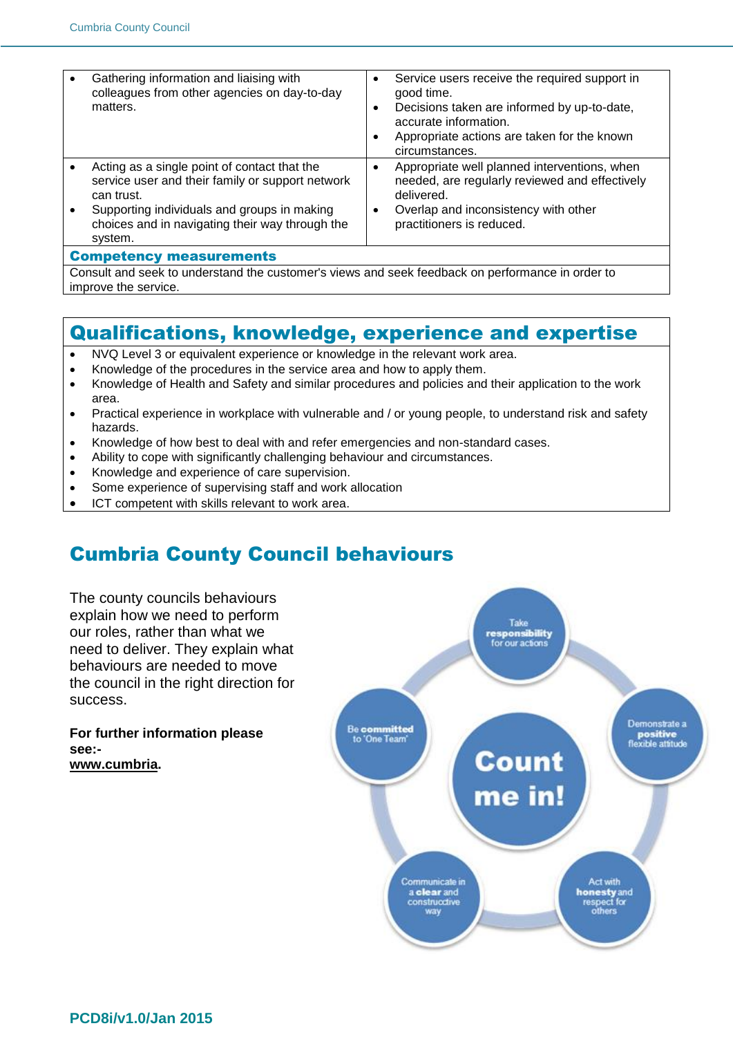| | |
|---|---|
| • Gathering information and liaising with colleagues from other agencies on day-to-day matters. | • Service users receive the required support in good time.<br>• Decisions taken are informed by up-to-date, accurate information.<br>• Appropriate actions are taken for the known circumstances. |
| • Acting as a single point of contact that the service user and their family or support network can trust.<br>• Supporting individuals and groups in making choices and in navigating their way through the system. | • Appropriate well planned interventions, when needed, are regularly reviewed and effectively delivered.<br>• Overlap and inconsistency with other practitioners is reduced. |

## Competency measurements

Consult and seek to understand the customer's views and seek feedback on performance in order to improve the service.

## Qualifications, knowledge, experience and expertise

- NVQ Level 3 or equivalent experience or knowledge in the relevant work area.
- Knowledge of the procedures in the service area and how to apply them.
- Knowledge of Health and Safety and similar procedures and policies and their application to the work area.
- Practical experience in workplace with vulnerable and / or young people, to understand risk and safety hazards.
- Knowledge of how best to deal with and refer emergencies and non-standard cases.
- Ability to cope with significantly challenging behaviour and circumstances.
- Knowledge and experience of care supervision.
- Some experience of supervising staff and work allocation
- ICT competent with skills relevant to work area.

## Cumbria County Council behaviours

The county councils behaviours explain how we need to perform our roles, rather than what we need to deliver. They explain what behaviours are needed to move the council in the right direction for success.

**For further information please see:-**
**www.cumbria.**

Count me in!

- Take **responsibility** for our actions
- Demonstrate a **positive** flexible attitude
- Act with **honesty** and respect for others
- Communicate in a **clear** and constructive way
- Be **committed** to 'One Team'

PCD8i/v1.0/Jan 2015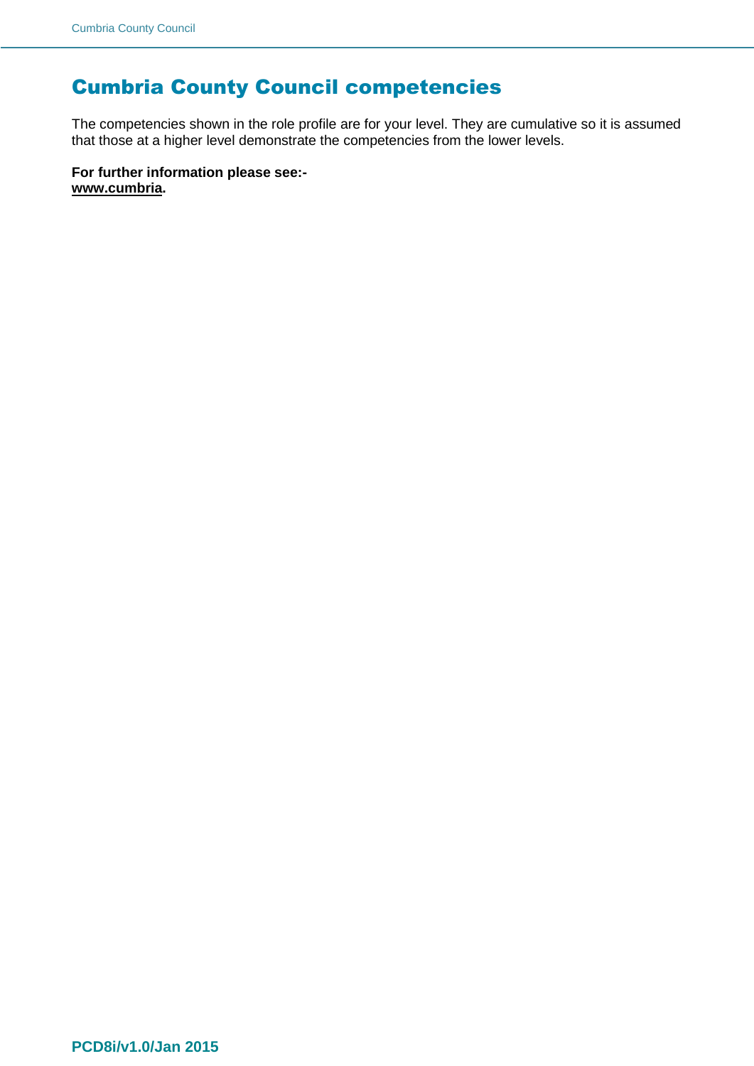# Cumbria County Council competencies

The competencies shown in the role profile are for your level. They are cumulative so it is assumed that those at a higher level demonstrate the competencies from the lower levels.

**For further information please see:-**
**www.cumbria.**

**PCD8i/v1.0/Jan 2015**